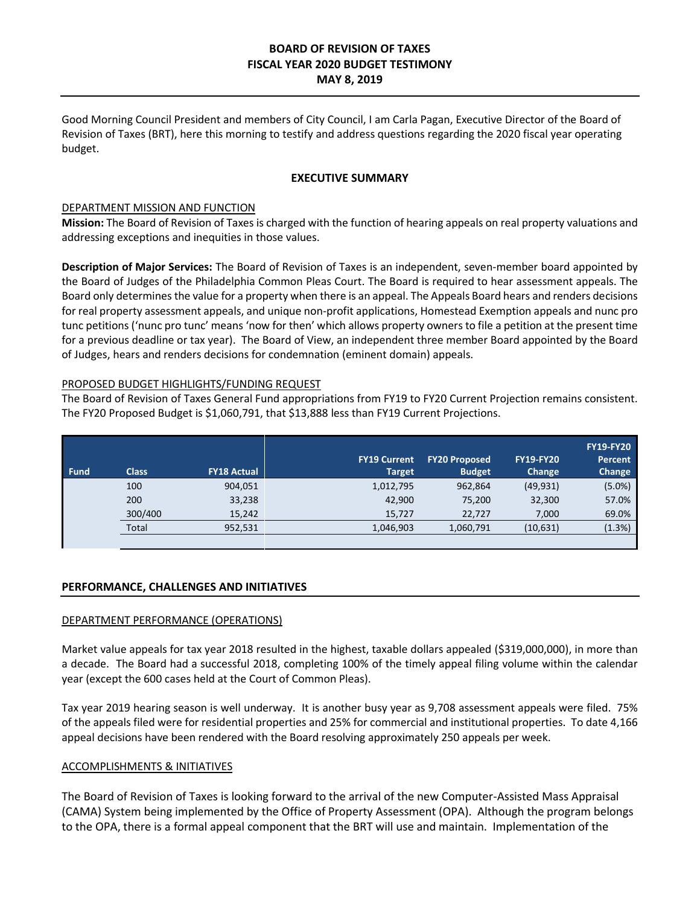# BOARD OF REVISION OF TAXES
# FISCAL YEAR 2020 BUDGET TESTIMONY
# MAY 8, 2019

Good Morning Council President and members of City Council, I am Carla Pagan, Executive Director of the Board of Revision of Taxes (BRT), here this morning to testify and address questions regarding the 2020 fiscal year operating budget.

## EXECUTIVE SUMMARY

### DEPARTMENT MISSION AND FUNCTION

**Mission:** The Board of Revision of Taxes is charged with the function of hearing appeals on real property valuations and addressing exceptions and inequities in those values.

**Description of Major Services:** The Board of Revision of Taxes is an independent, seven-member board appointed by the Board of Judges of the Philadelphia Common Pleas Court. The Board is required to hear assessment appeals. The Board only determines the value for a property when there is an appeal. The Appeals Board hears and renders decisions for real property assessment appeals, and unique non-profit applications, Homestead Exemption appeals and nunc pro tunc petitions ('nunc pro tunc' means 'now for then' which allows property owners to file a petition at the present time for a previous deadline or tax year). The Board of View, an independent three member Board appointed by the Board of Judges, hears and renders decisions for condemnation (eminent domain) appeals.

### PROPOSED BUDGET HIGHLIGHTS/FUNDING REQUEST

The Board of Revision of Taxes General Fund appropriations from FY19 to FY20 Current Projection remains consistent. The FY20 Proposed Budget is $1,060,791, that $13,888 less than FY19 Current Projections.

| Fund | Class | FY18 Actual | FY19 Current Target | FY20 Proposed Budget | FY19-FY20 Change | FY19-FY20 Percent Change |
|---|---|---|---|---|---|---|
| | 100 | 904,051 | 1,012,795 | 962,864 | (49,931) | (5.0%) |
| | 200 | 33,238 | 42,900 | 75,200 | 32,300 | 57.0% |
| | 300/400 | 15,242 | 15,727 | 22,727 | 7,000 | 69.0% |
| | Total | 952,531 | 1,046,903 | 1,060,791 | (10,631) | (1.3%) |

## PERFORMANCE, CHALLENGES AND INITIATIVES

### DEPARTMENT PERFORMANCE (OPERATIONS)

Market value appeals for tax year 2018 resulted in the highest, taxable dollars appealed ($319,000,000), in more than a decade. The Board had a successful 2018, completing 100% of the timely appeal filing volume within the calendar year (except the 600 cases held at the Court of Common Pleas).

Tax year 2019 hearing season is well underway. It is another busy year as 9,708 assessment appeals were filed. 75% of the appeals filed were for residential properties and 25% for commercial and institutional properties. To date 4,166 appeal decisions have been rendered with the Board resolving approximately 250 appeals per week.

### ACCOMPLISHMENTS & INITIATIVES

The Board of Revision of Taxes is looking forward to the arrival of the new Computer-Assisted Mass Appraisal (CAMA) System being implemented by the Office of Property Assessment (OPA). Although the program belongs to the OPA, there is a formal appeal component that the BRT will use and maintain. Implementation of the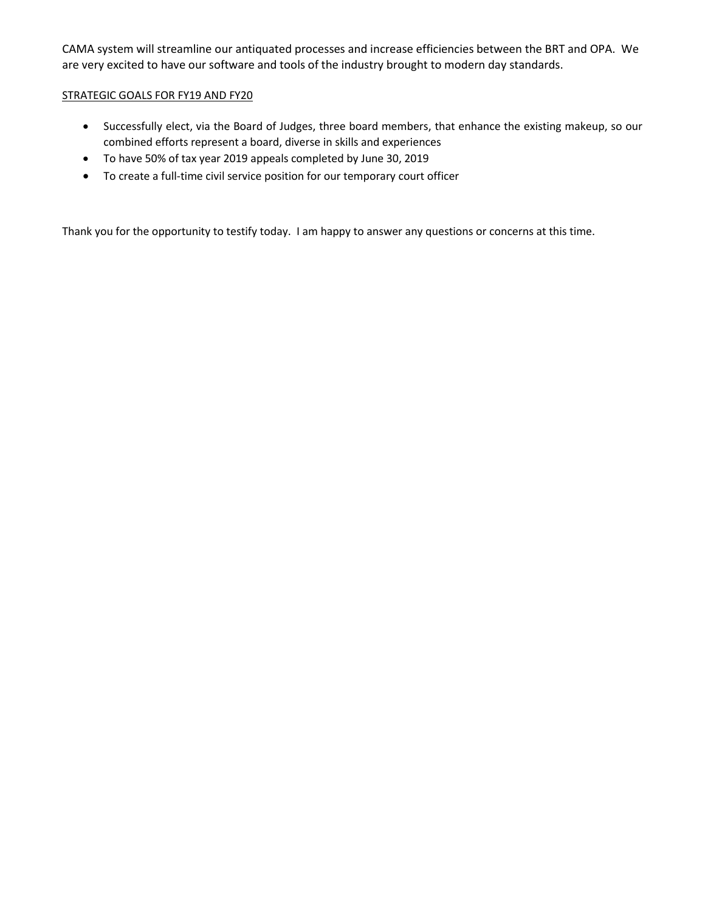CAMA system will streamline our antiquated processes and increase efficiencies between the BRT and OPA. We are very excited to have our software and tools of the industry brought to modern day standards.

STRATEGIC GOALS FOR FY19 AND FY20

- Successfully elect, via the Board of Judges, three board members, that enhance the existing makeup, so our combined efforts represent a board, diverse in skills and experiences
- To have 50% of tax year 2019 appeals completed by June 30, 2019
- To create a full-time civil service position for our temporary court officer

Thank you for the opportunity to testify today. I am happy to answer any questions or concerns at this time.